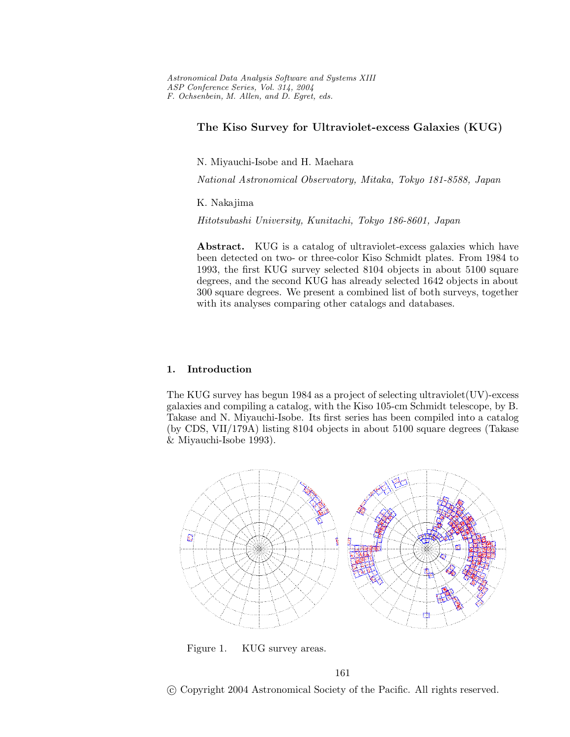# The Kiso Survey for Ultraviolet-excess Galaxies (KUG)

N. Miyauchi-Isobe and H. Maehara

*National Astronomical Observatory, Mitaka, Tokyo 181-8588, Japan*

K. Nakajima

*Hitotsubashi University, Kunitachi, Tokyo 186-8601, Japan*

**Abstract.** KUG is a catalog of ultraviolet-excess galaxies which have been detected on two- or three-color Kiso Schmidt plates. From 1984 to 1993, the first KUG survey selected 8104 objects in about 5100 square degrees, and the second KUG has already selected 1642 objects in about 300 square degrees. We present a combined list of both surveys, together with its analyses comparing other catalogs and databases.

## 1. Introduction

The KUG survey has begun 1984 as a project of selecting ultraviolet(UV)-excess galaxies and compiling a catalog, with the Kiso 105-cm Schmidt telescope, by B. Takase and N. Miyauchi-Isobe. Its first series has been compiled into a catalog (by CDS, VII/179A) listing 8104 objects in about 5100 square degrees (Takase & Miyauchi-Isobe 1993).

Figure 1. KUG survey areas.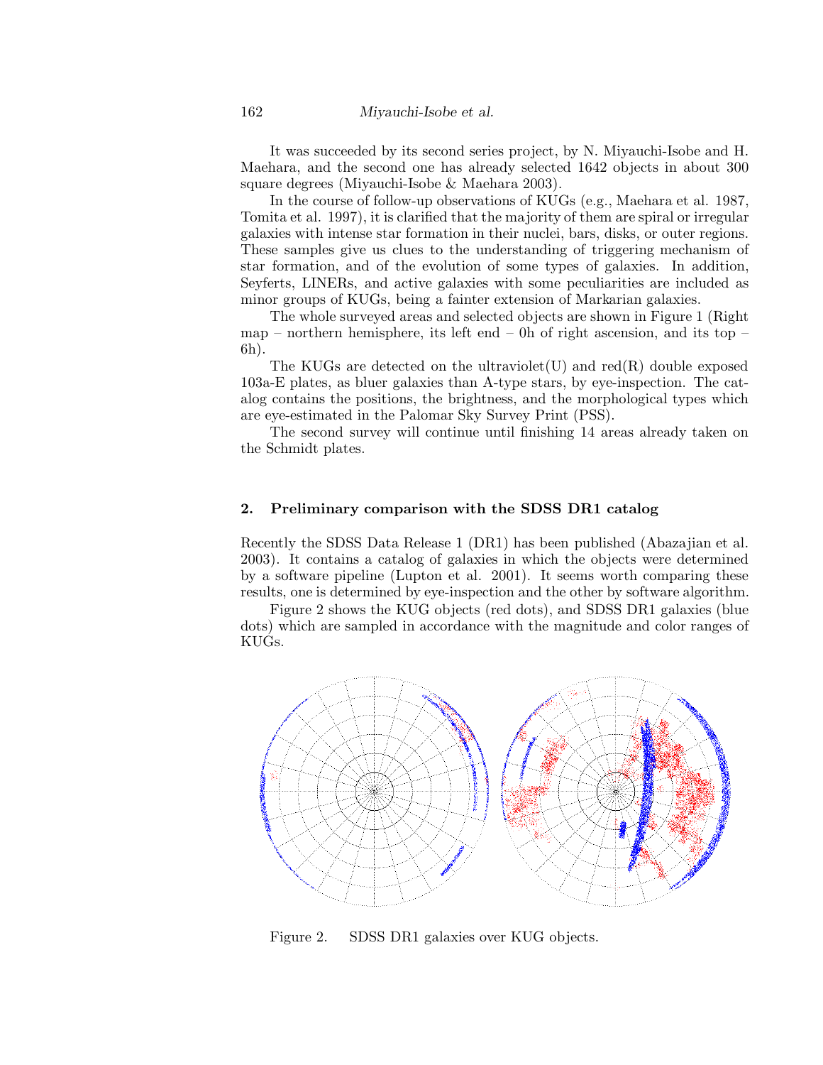It was succeeded by its second series project, by N. Miyauchi-Isobe and H. Maehara, and the second one has already selected 1642 objects in about 300 square degrees (Miyauchi-Isobe & Maehara 2003).

In the course of follow-up observations of KUGs (e.g., Maehara et al. 1987, Tomita et al. 1997), it is clarified that the majority of them are spiral or irregular galaxies with intense star formation in their nuclei, bars, disks, or outer regions. These samples give us clues to the understanding of triggering mechanism of star formation, and of the evolution of some types of galaxies. In addition, Seyferts, LINERs, and active galaxies with some peculiarities are included as minor groups of KUGs, being a fainter extension of Markarian galaxies.

The whole surveyed areas and selected objects are shown in Figure 1 (Right map – northern hemisphere, its left end – 0h of right ascension, and its top – 6h).

The KUGs are detected on the ultraviolet(U) and red(R) double exposed 103a-E plates, as bluer galaxies than A-type stars, by eye-inspection. The catalog contains the positions, the brightness, and the morphological types which are eye-estimated in the Palomar Sky Survey Print (PSS).

The second survey will continue until finishing 14 areas already taken on the Schmidt plates.

## 2. Preliminary comparison with the SDSS DR1 catalog

Recently the SDSS Data Release 1 (DR1) has been published (Abazajian et al. 2003). It contains a catalog of galaxies in which the objects were determined by a software pipeline (Lupton et al. 2001). It seems worth comparing these results, one is determined by eye-inspection and the other by software algorithm.

Figure 2 shows the KUG objects (red dots), and SDSS DR1 galaxies (blue dots) which are sampled in accordance with the magnitude and color ranges of KUGs.

Figure 2. SDSS DR1 galaxies over KUG objects.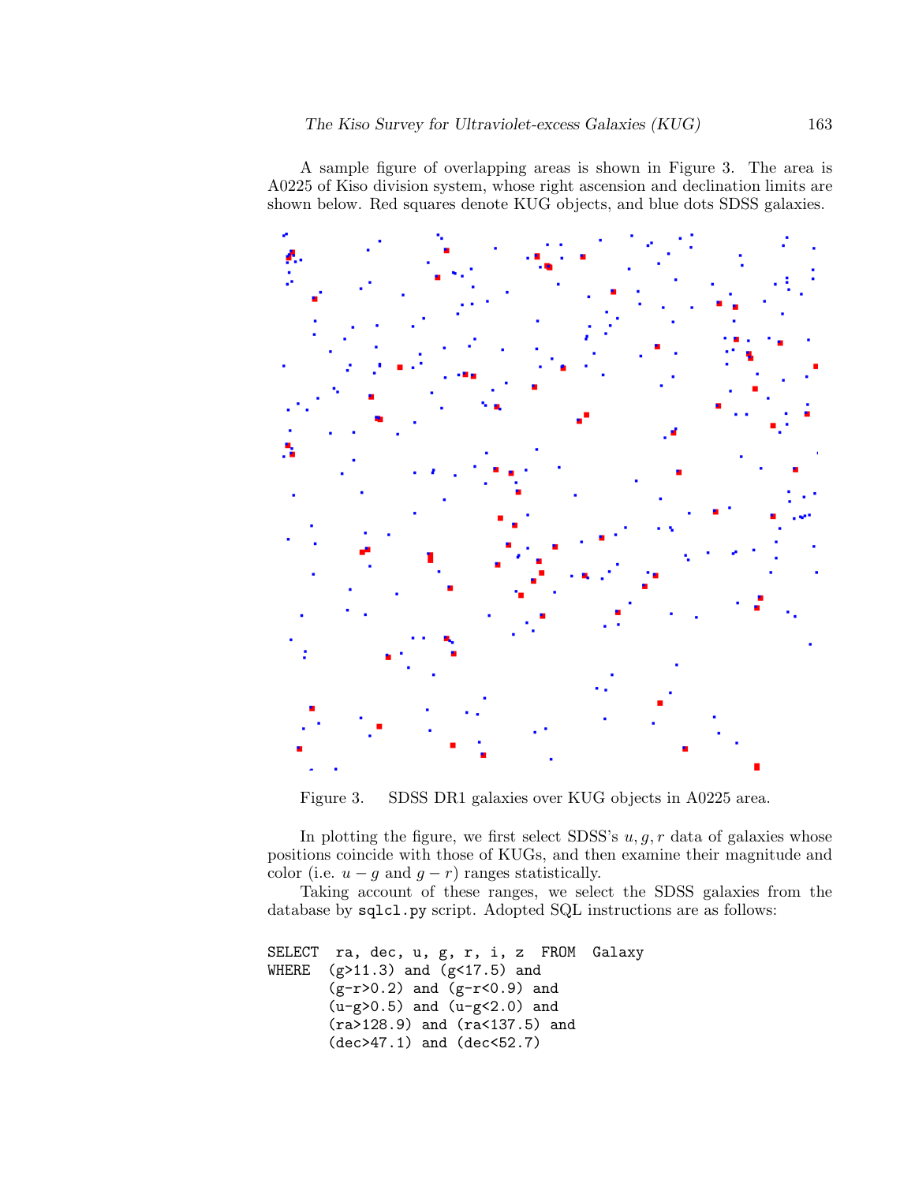A sample figure of overlapping areas is shown in Figure 3. The area is A0225 of Kiso division system, whose right ascension and declination limits are shown below. Red squares denote KUG objects, and blue dots SDSS galaxies.

Figure 3. SDSS DR1 galaxies over KUG objects in A0225 area.

In plotting the figure, we first select SDSS's $u, g, r$ data of galaxies whose positions coincide with those of KUGs, and then examine their magnitude and color (i.e. $u - g$ and $g - r$) ranges statistically.

Taking account of these ranges, we select the SDSS galaxies from the database by `sqlcl.py` script. Adopted SQL instructions are as follows:

```
SELECT  ra, dec, u, g, r, i, z  FROM  Galaxy
WHERE  (g>11.3) and (g<17.5) and
       (g-r>0.2) and (g-r<0.9) and
       (u-g>0.5) and (u-g<2.0) and
       (ra>128.9) and (ra<137.5) and
       (dec>47.1) and (dec<52.7)
```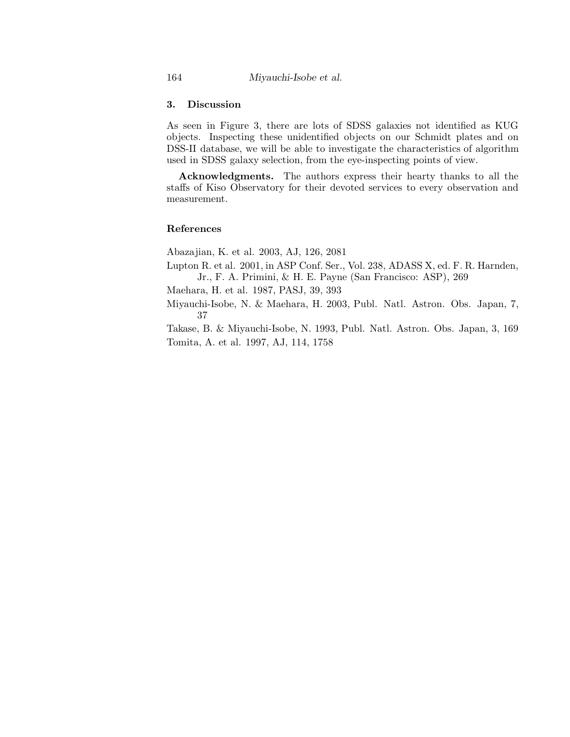## 3. Discussion

As seen in Figure 3, there are lots of SDSS galaxies not identified as KUG objects. Inspecting these unidentified objects on our Schmidt plates and on DSS-II database, we will be able to investigate the characteristics of algorithm used in SDSS galaxy selection, from the eye-inspecting points of view.

**Acknowledgments.** The authors express their hearty thanks to all the staffs of Kiso Observatory for their devoted services to every observation and measurement.

## References

Abazajian, K. et al. 2003, AJ, 126, 2081

Lupton R. et al. 2001, in ASP Conf. Ser., Vol. 238, ADASS X, ed. F. R. Harnden, Jr., F. A. Primini, & H. E. Payne (San Francisco: ASP), 269

Maehara, H. et al. 1987, PASJ, 39, 393

Miyauchi-Isobe, N. & Maehara, H. 2003, Publ. Natl. Astron. Obs. Japan, 7, 37

Takase, B. & Miyauchi-Isobe, N. 1993, Publ. Natl. Astron. Obs. Japan, 3, 169

Tomita, A. et al. 1997, AJ, 114, 1758